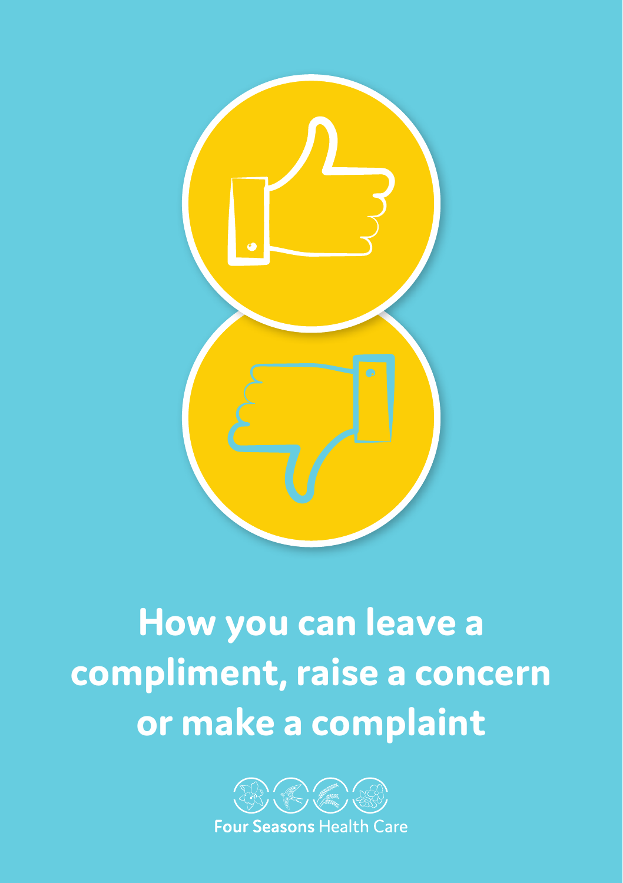# How you can leave a compliment, raise a concern or make a complaint

Four Seasons Health Care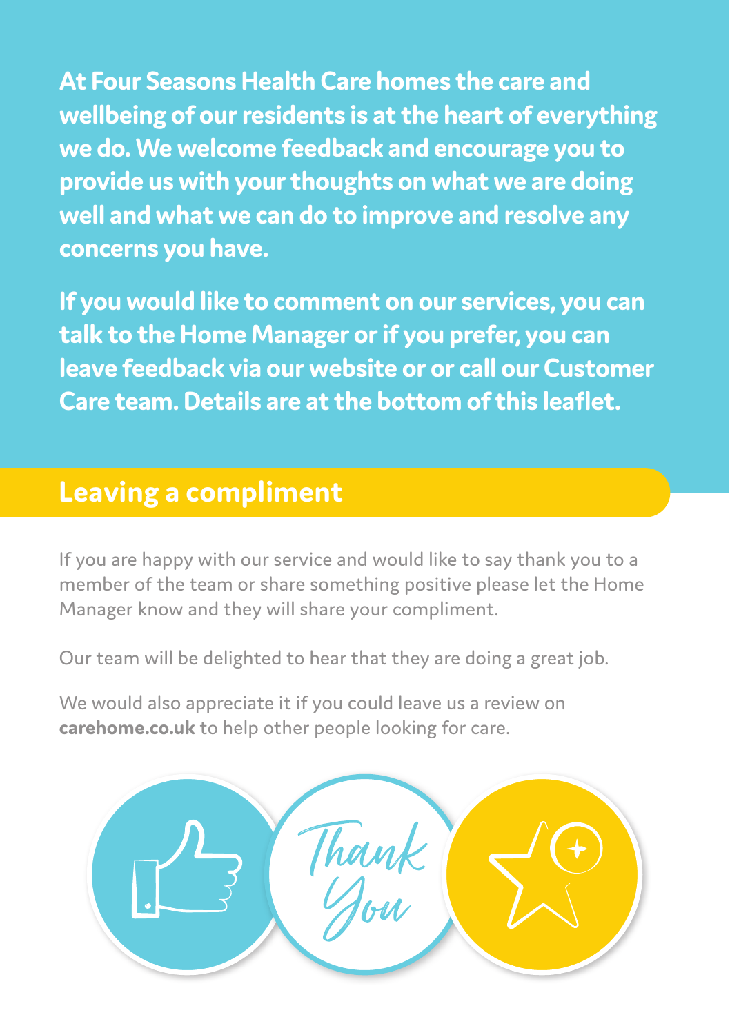**At Four Seasons Health Care homes the care and wellbeing of our residents is at the heart of everything we do. We welcome feedback and encourage you to provide us with your thoughts on what we are doing well and what we can do to improve and resolve any concerns you have.**

**If you would like to comment on our services, you can talk to the Home Manager or if you prefer, you can leave feedback via our website or or call our Customer Care team. Details are at the bottom of this leaflet.**

## Leaving a compliment

If you are happy with our service and would like to say thank you to a member of the team or share something positive please let the Home Manager know and they will share your compliment.

Our team will be delighted to hear that they are doing a great job.

We would also appreciate it if you could leave us a review on **carehome.co.uk** to help other people looking for care.

Thank You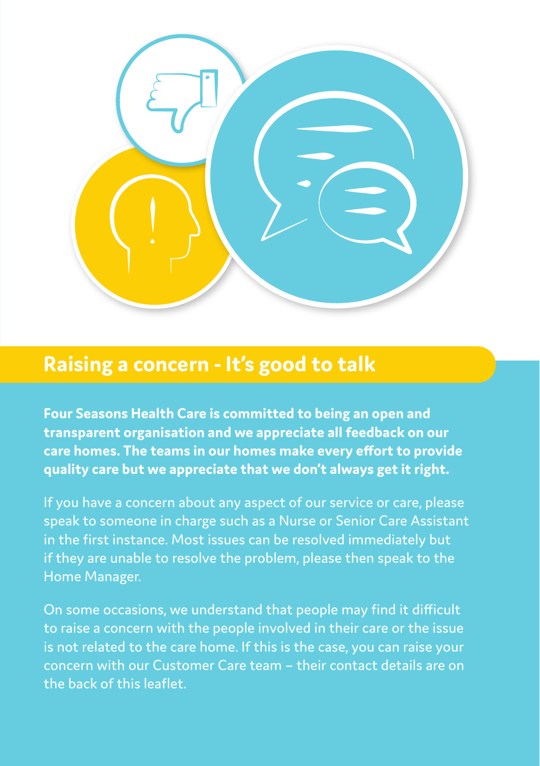## Raising a concern - It's good to talk

**Four Seasons Health Care is committed to being an open and transparent organisation and we appreciate all feedback on our care homes. The teams in our homes make every effort to provide quality care but we appreciate that we don't always get it right.**

If you have a concern about any aspect of our service or care, please speak to someone in charge such as a Nurse or Senior Care Assistant in the first instance. Most issues can be resolved immediately but if they are unable to resolve the problem, please then speak to the Home Manager.

On some occasions, we understand that people may find it difficult to raise a concern with the people involved in their care or the issue is not related to the care home. If this is the case, you can raise your concern with our Customer Care team – their contact details are on the back of this leaflet.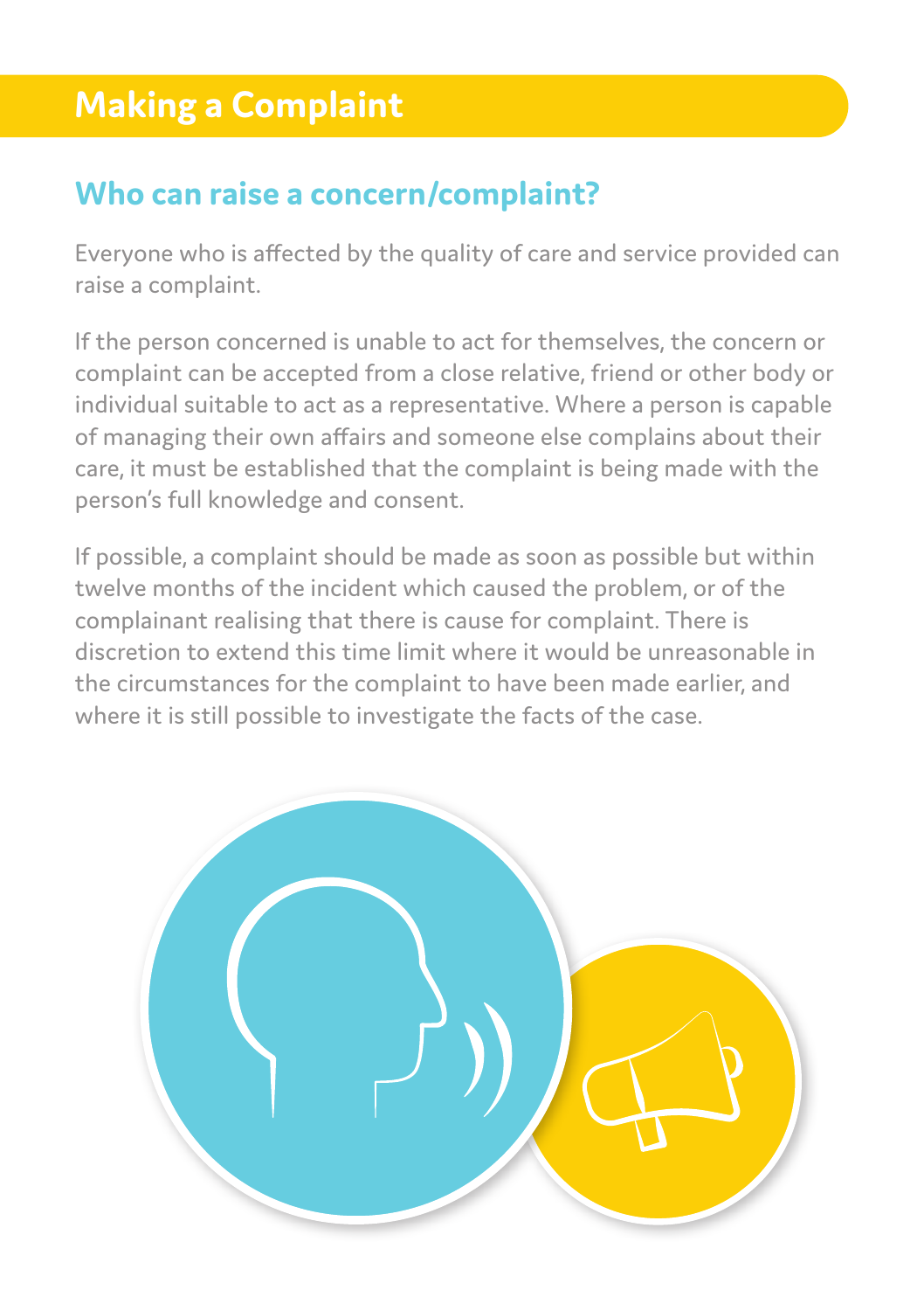# Making a Complaint

## Who can raise a concern/complaint?

Everyone who is affected by the quality of care and service provided can raise a complaint.

If the person concerned is unable to act for themselves, the concern or complaint can be accepted from a close relative, friend or other body or individual suitable to act as a representative. Where a person is capable of managing their own affairs and someone else complains about their care, it must be established that the complaint is being made with the person's full knowledge and consent.

If possible, a complaint should be made as soon as possible but within twelve months of the incident which caused the problem, or of the complainant realising that there is cause for complaint. There is discretion to extend this time limit where it would be unreasonable in the circumstances for the complaint to have been made earlier, and where it is still possible to investigate the facts of the case.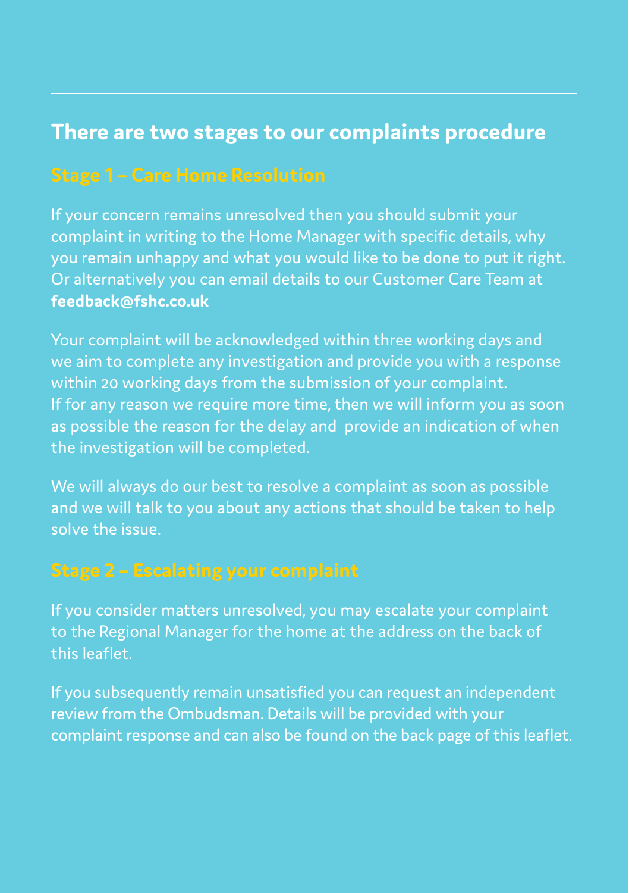## There are two stages to our complaints procedure

### Stage 1 – Care Home Resolution

If your concern remains unresolved then you should submit your complaint in writing to the Home Manager with specific details, why you remain unhappy and what you would like to be done to put it right. Or alternatively you can email details to our Customer Care Team at **feedback@fshc.co.uk**

Your complaint will be acknowledged within three working days and we aim to complete any investigation and provide you with a response within 20 working days from the submission of your complaint. If for any reason we require more time, then we will inform you as soon as possible the reason for the delay and provide an indication of when the investigation will be completed.

We will always do our best to resolve a complaint as soon as possible and we will talk to you about any actions that should be taken to help solve the issue.

### Stage 2 – Escalating your complaint

If you consider matters unresolved, you may escalate your complaint to the Regional Manager for the home at the address on the back of this leaflet.

If you subsequently remain unsatisfied you can request an independent review from the Ombudsman. Details will be provided with your complaint response and can also be found on the back page of this leaflet.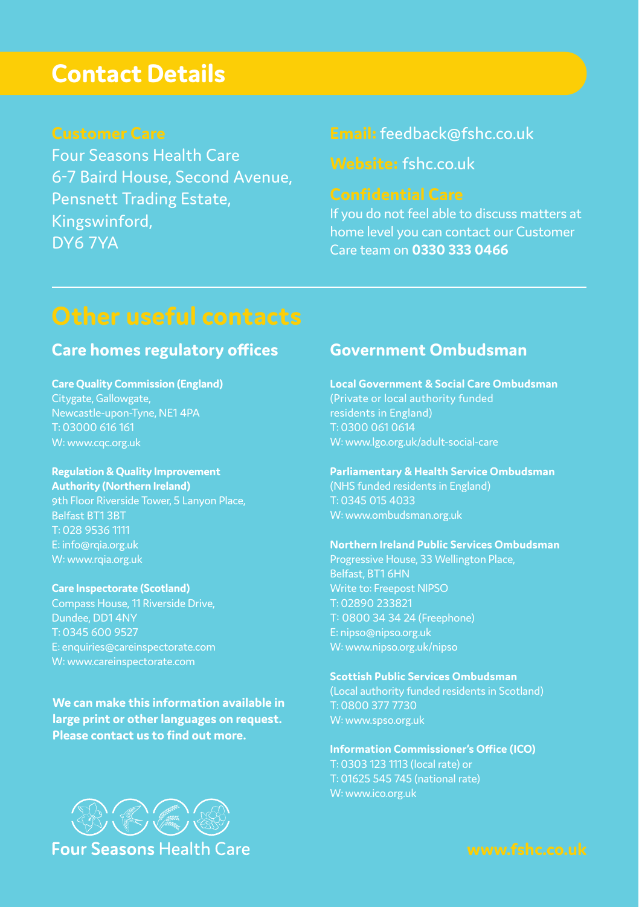# Contact Details

**Customer Care**
Four Seasons Health Care
6-7 Baird House, Second Avenue,
Pensnett Trading Estate,
Kingswinford,
DY6 7YA

**Email:** feedback@fshc.co.uk

**Website:** fshc.co.uk

**Confidential Care**
If you do not feel able to discuss matters at home level you can contact our Customer Care team on **0330 333 0466**

# Other useful contacts

## Care homes regulatory offices

**Care Quality Commission (England)**
Citygate, Gallowgate,
Newcastle-upon-Tyne, NE1 4PA
T: 03000 616 161
W: www.cqc.org.uk

**Regulation & Quality Improvement Authority (Northern Ireland)**
9th Floor Riverside Tower, 5 Lanyon Place,
Belfast BT1 3BT
T: 028 9536 1111
E: info@rqia.org.uk
W: www.rqia.org.uk

**Care Inspectorate (Scotland)**
Compass House, 11 Riverside Drive,
Dundee, DD1 4NY
T: 0345 600 9527
E: enquiries@careinspectorate.com
W: www.careinspectorate.com

**We can make this information available in large print or other languages on request. Please contact us to find out more.**

## Government Ombudsman

**Local Government & Social Care Ombudsman**
(Private or local authority funded residents in England)
T: 0300 061 0614
W: www.lgo.org.uk/adult-social-care

**Parliamentary & Health Service Ombudsman**
(NHS funded residents in England)
T: 0345 015 4033
W: www.ombudsman.org.uk

**Northern Ireland Public Services Ombudsman**
Progressive House, 33 Wellington Place,
Belfast, BT1 6HN
Write to: Freepost NIPSO
T: 02890 233821
T: 0800 34 34 24 (Freephone)
E: nipso@nipso.org.uk
W: www.nipso.org.uk/nipso

**Scottish Public Services Ombudsman**
(Local authority funded residents in Scotland)
T: 0800 377 7730
W: www.spso.org.uk

**Information Commissioner's Office (ICO)**
T: 0303 123 1113 (local rate) or
T: 01625 545 745 (national rate)
W: www.ico.org.uk

Four Seasons Health Care

www.fshc.co.uk